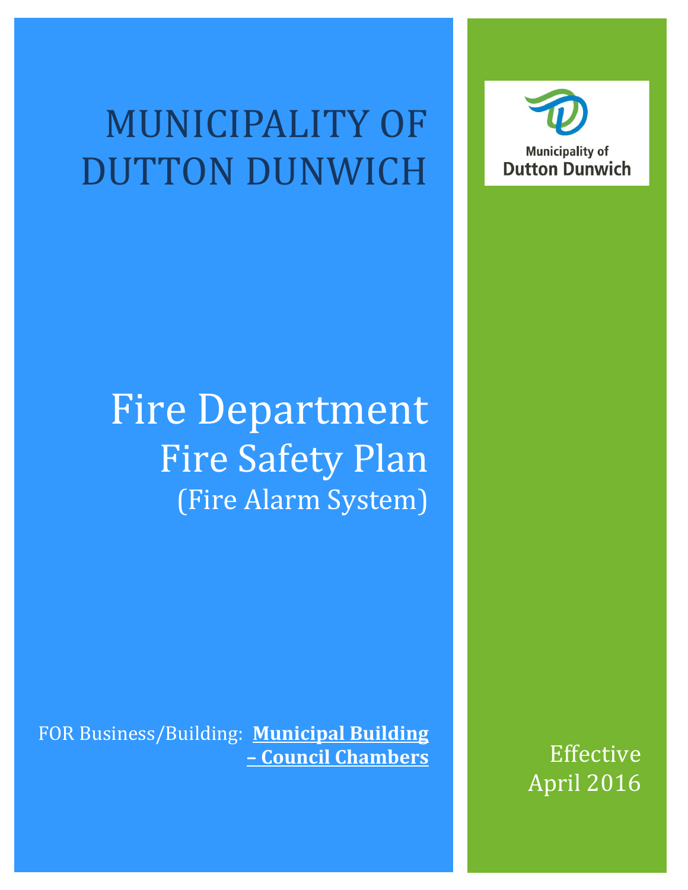# MUNICIPALITY OF DUTTON DUNWICH

Municipality of
Dutton Dunwich

# Fire Department
## Fire Safety Plan
### (Fire Alarm System)

FOR Business/Building: **Municipal Building – Council Chambers**

Effective
April 2016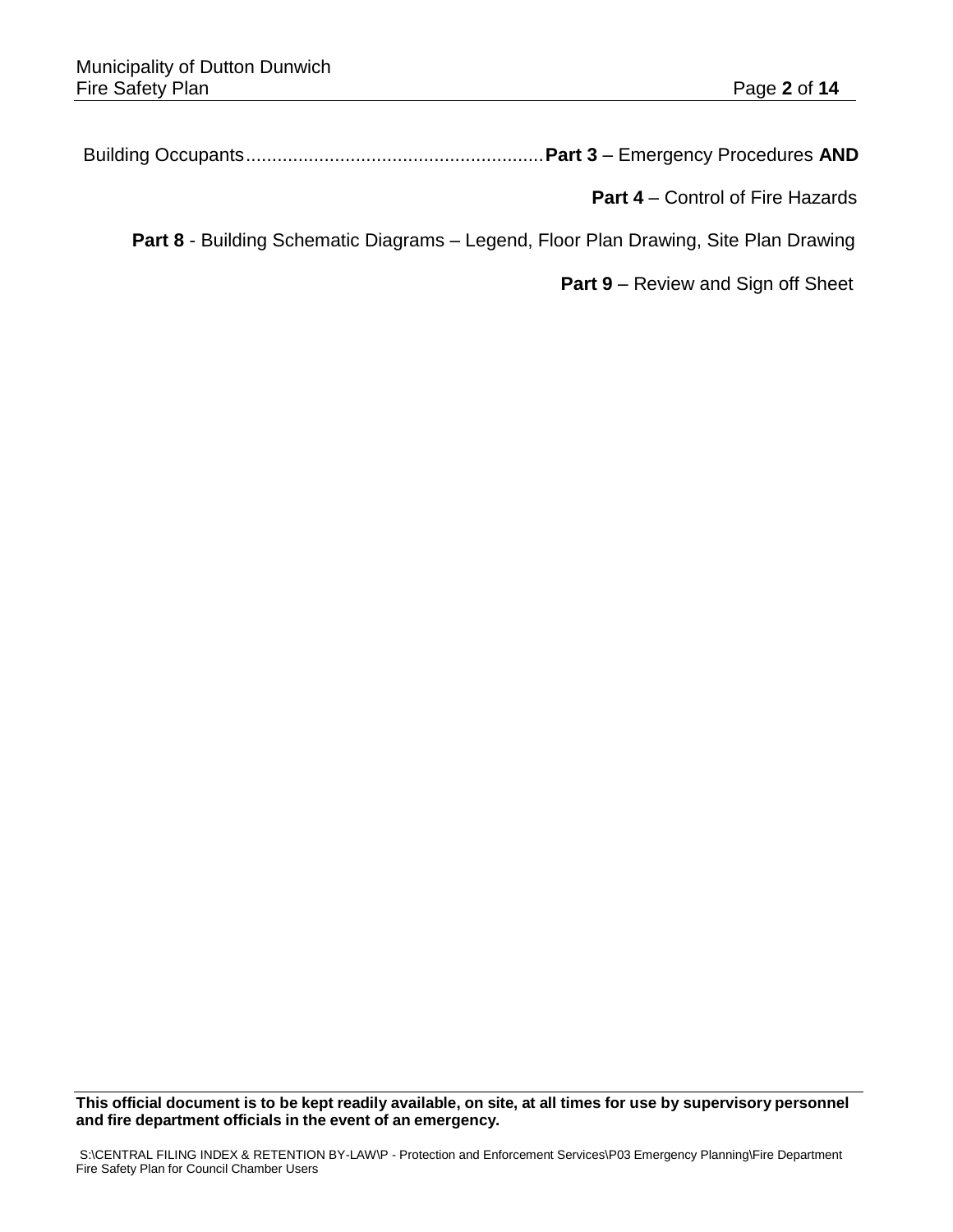Building Occupants......................................................**Part 3** – Emergency Procedures **AND**

**Part 4** – Control of Fire Hazards

**Part 8** - Building Schematic Diagrams – Legend, Floor Plan Drawing, Site Plan Drawing

**Part 9** – Review and Sign off Sheet

**This official document is to be kept readily available, on site, at all times for use by supervisory personnel and fire department officials in the event of an emergency.**

S:\CENTRAL FILING INDEX & RETENTION BY-LAW\P - Protection and Enforcement Services\P03 Emergency Planning\Fire Department Fire Safety Plan for Council Chamber Users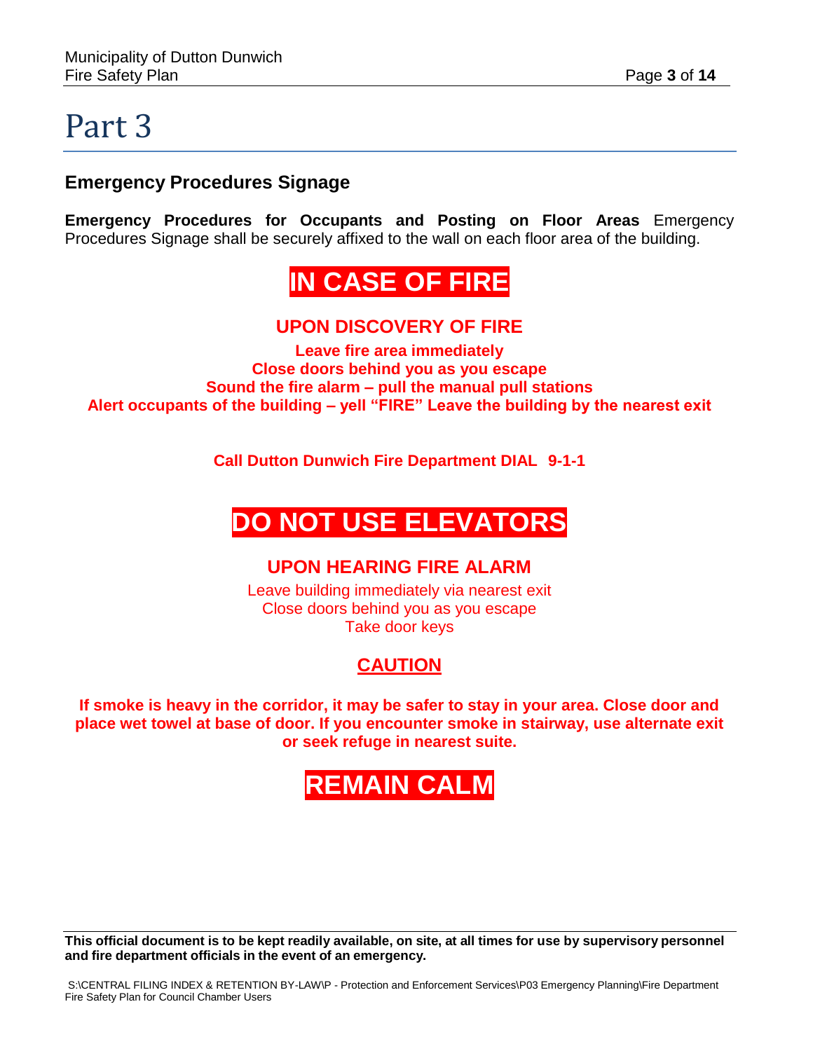# Part 3

## Emergency Procedures Signage

**Emergency Procedures for Occupants and Posting on Floor Areas** Emergency Procedures Signage shall be securely affixed to the wall on each floor area of the building.

**IN CASE OF FIRE**

**UPON DISCOVERY OF FIRE**

**Leave fire area immediately**
**Close doors behind you as you escape**
**Sound the fire alarm – pull the manual pull stations**
**Alert occupants of the building – yell "FIRE" Leave the building by the nearest exit**

**Call Dutton Dunwich Fire Department DIAL 9-1-1**

**DO NOT USE ELEVATORS**

**UPON HEARING FIRE ALARM**

Leave building immediately via nearest exit
Close doors behind you as you escape
Take door keys

**CAUTION**

**If smoke is heavy in the corridor, it may be safer to stay in your area. Close door and place wet towel at base of door. If you encounter smoke in stairway, use alternate exit or seek refuge in nearest suite.**

**REMAIN CALM**

**This official document is to be kept readily available, on site, at all times for use by supervisory personnel and fire department officials in the event of an emergency.**

S:\CENTRAL FILING INDEX & RETENTION BY-LAW\P - Protection and Enforcement Services\P03 Emergency Planning\Fire Department Fire Safety Plan for Council Chamber Users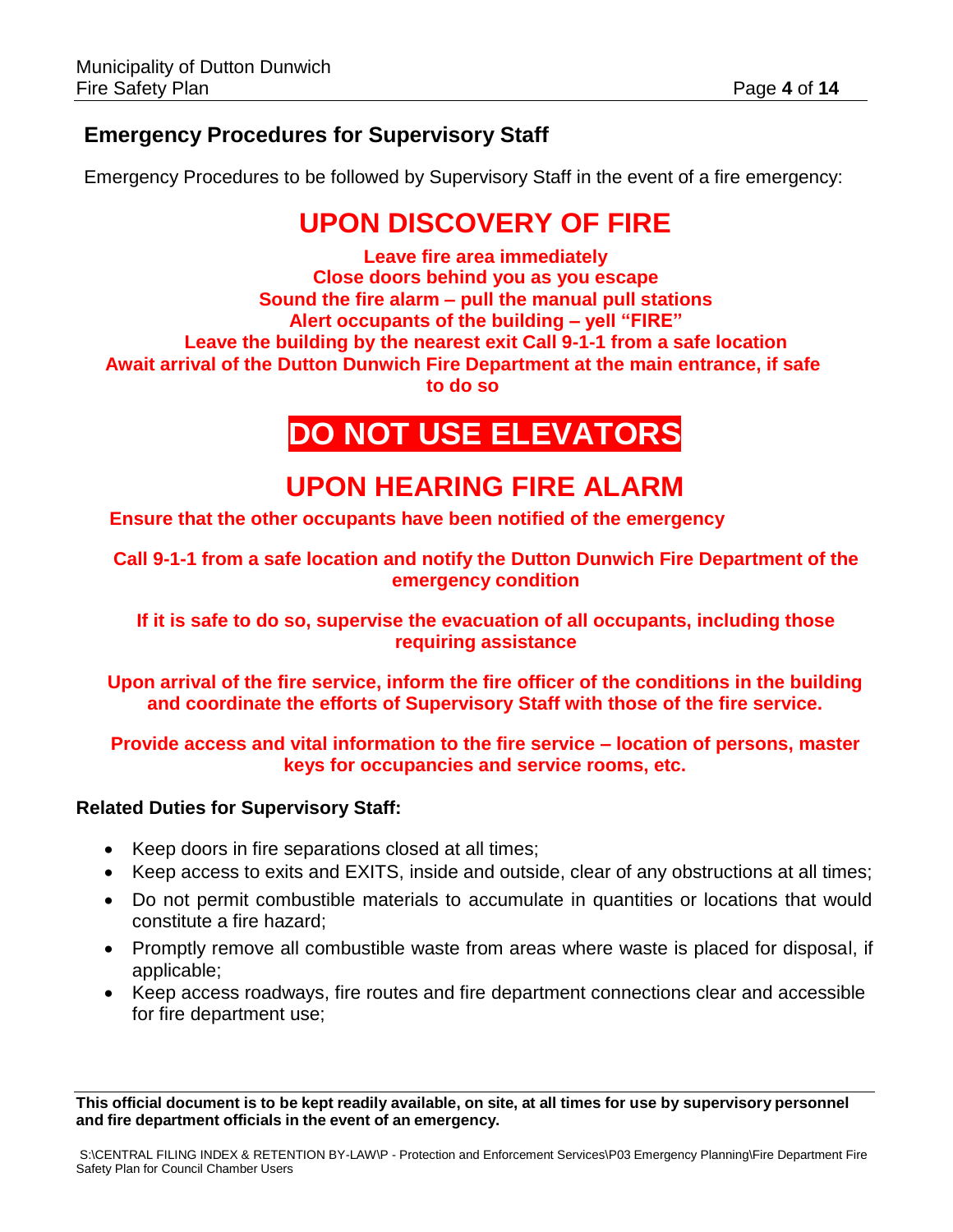## Emergency Procedures for Supervisory Staff

Emergency Procedures to be followed by Supervisory Staff in the event of a fire emergency:

# UPON DISCOVERY OF FIRE

**Leave fire area immediately**
**Close doors behind you as you escape**
**Sound the fire alarm – pull the manual pull stations**
**Alert occupants of the building – yell "FIRE"**
**Leave the building by the nearest exit Call 9-1-1 from a safe location**
**Await arrival of the Dutton Dunwich Fire Department at the main entrance, if safe to do so**

# DO NOT USE ELEVATORS

# UPON HEARING FIRE ALARM

**Ensure that the other occupants have been notified of the emergency**

**Call 9-1-1 from a safe location and notify the Dutton Dunwich Fire Department of the emergency condition**

**If it is safe to do so, supervise the evacuation of all occupants, including those requiring assistance**

**Upon arrival of the fire service, inform the fire officer of the conditions in the building and coordinate the efforts of Supervisory Staff with those of the fire service.**

**Provide access and vital information to the fire service – location of persons, master keys for occupancies and service rooms, etc.**

**Related Duties for Supervisory Staff:**

- Keep doors in fire separations closed at all times;
- Keep access to exits and EXITS, inside and outside, clear of any obstructions at all times;
- Do not permit combustible materials to accumulate in quantities or locations that would constitute a fire hazard;
- Promptly remove all combustible waste from areas where waste is placed for disposal, if applicable;
- Keep access roadways, fire routes and fire department connections clear and accessible for fire department use;

**This official document is to be kept readily available, on site, at all times for use by supervisory personnel and fire department officials in the event of an emergency.**

S:\CENTRAL FILING INDEX & RETENTION BY-LAW\P - Protection and Enforcement Services\P03 Emergency Planning\Fire Department Fire Safety Plan for Council Chamber Users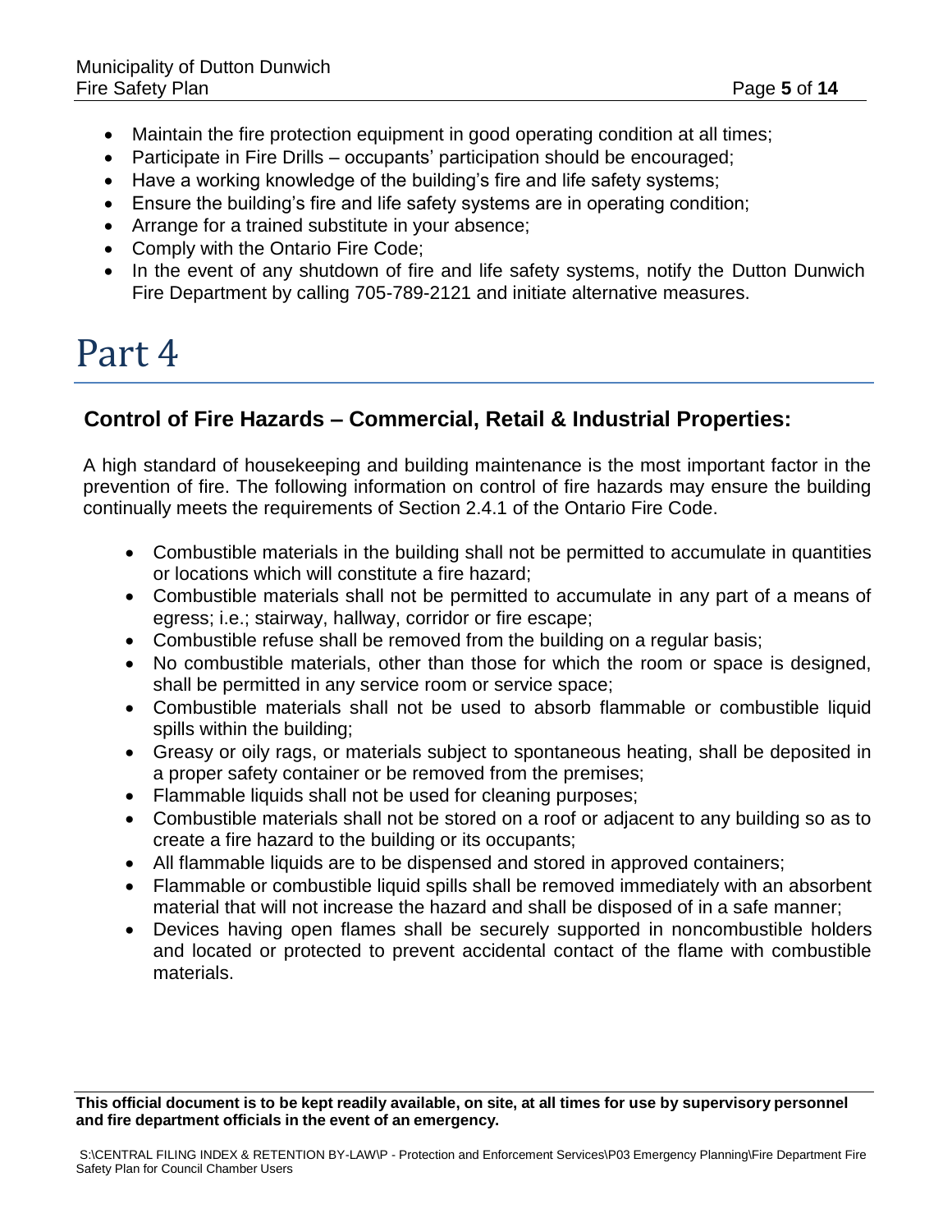- Maintain the fire protection equipment in good operating condition at all times;
- Participate in Fire Drills – occupants' participation should be encouraged;
- Have a working knowledge of the building's fire and life safety systems;
- Ensure the building's fire and life safety systems are in operating condition;
- Arrange for a trained substitute in your absence;
- Comply with the Ontario Fire Code;
- In the event of any shutdown of fire and life safety systems, notify the Dutton Dunwich Fire Department by calling 705-789-2121 and initiate alternative measures.

# Part 4

## Control of Fire Hazards – Commercial, Retail & Industrial Properties:

A high standard of housekeeping and building maintenance is the most important factor in the prevention of fire. The following information on control of fire hazards may ensure the building continually meets the requirements of Section 2.4.1 of the Ontario Fire Code.

- Combustible materials in the building shall not be permitted to accumulate in quantities or locations which will constitute a fire hazard;
- Combustible materials shall not be permitted to accumulate in any part of a means of egress; i.e.; stairway, hallway, corridor or fire escape;
- Combustible refuse shall be removed from the building on a regular basis;
- No combustible materials, other than those for which the room or space is designed, shall be permitted in any service room or service space;
- Combustible materials shall not be used to absorb flammable or combustible liquid spills within the building;
- Greasy or oily rags, or materials subject to spontaneous heating, shall be deposited in a proper safety container or be removed from the premises;
- Flammable liquids shall not be used for cleaning purposes;
- Combustible materials shall not be stored on a roof or adjacent to any building so as to create a fire hazard to the building or its occupants;
- All flammable liquids are to be dispensed and stored in approved containers;
- Flammable or combustible liquid spills shall be removed immediately with an absorbent material that will not increase the hazard and shall be disposed of in a safe manner;
- Devices having open flames shall be securely supported in noncombustible holders and located or protected to prevent accidental contact of the flame with combustible materials.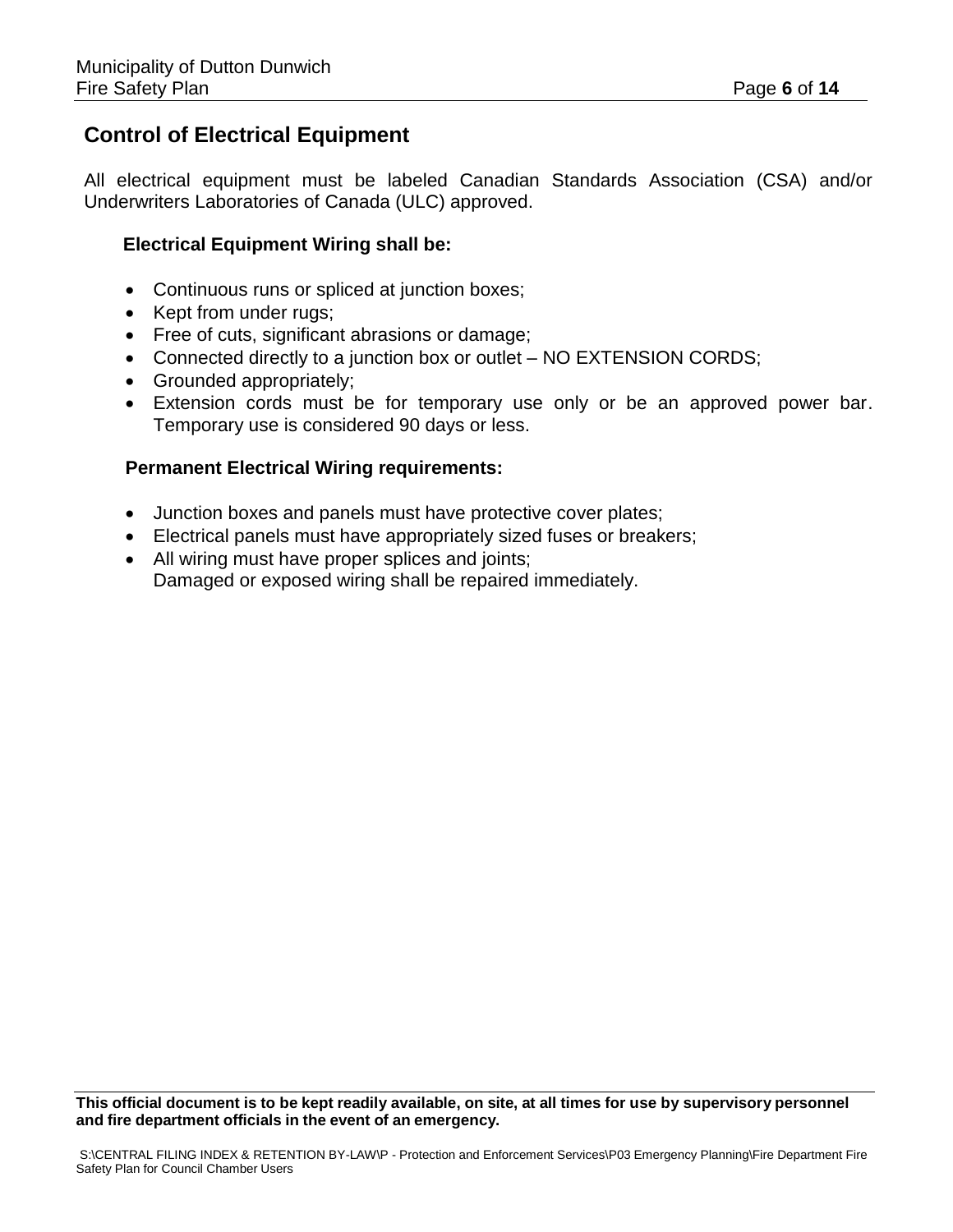## Control of Electrical Equipment

All electrical equipment must be labeled Canadian Standards Association (CSA) and/or Underwriters Laboratories of Canada (ULC) approved.

**Electrical Equipment Wiring shall be:**

- Continuous runs or spliced at junction boxes;
- Kept from under rugs;
- Free of cuts, significant abrasions or damage;
- Connected directly to a junction box or outlet – NO EXTENSION CORDS;
- Grounded appropriately;
- Extension cords must be for temporary use only or be an approved power bar. Temporary use is considered 90 days or less.

**Permanent Electrical Wiring requirements:**

- Junction boxes and panels must have protective cover plates;
- Electrical panels must have appropriately sized fuses or breakers;
- All wiring must have proper splices and joints;
  Damaged or exposed wiring shall be repaired immediately.

**This official document is to be kept readily available, on site, at all times for use by supervisory personnel and fire department officials in the event of an emergency.**

S:\CENTRAL FILING INDEX & RETENTION BY-LAW\P - Protection and Enforcement Services\P03 Emergency Planning\Fire Department Fire Safety Plan for Council Chamber Users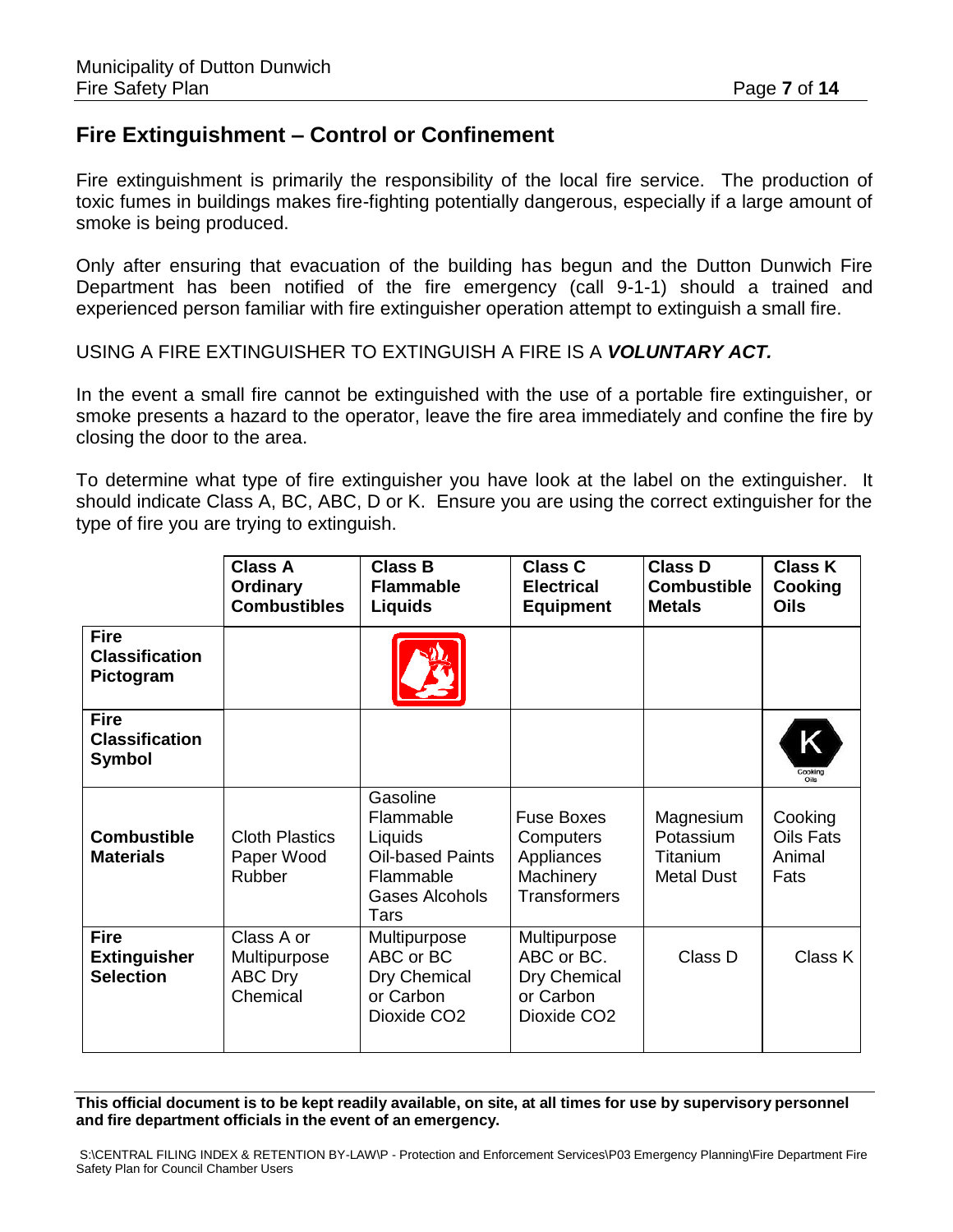## Fire Extinguishment – Control or Confinement

Fire extinguishment is primarily the responsibility of the local fire service. The production of toxic fumes in buildings makes fire-fighting potentially dangerous, especially if a large amount of smoke is being produced.

Only after ensuring that evacuation of the building has begun and the Dutton Dunwich Fire Department has been notified of the fire emergency (call 9-1-1) should a trained and experienced person familiar with fire extinguisher operation attempt to extinguish a small fire.

USING A FIRE EXTINGUISHER TO EXTINGUISH A FIRE IS A ***VOLUNTARY ACT.***

In the event a small fire cannot be extinguished with the use of a portable fire extinguisher, or smoke presents a hazard to the operator, leave the fire area immediately and confine the fire by closing the door to the area.

To determine what type of fire extinguisher you have look at the label on the extinguisher. It should indicate Class A, BC, ABC, D or K. Ensure you are using the correct extinguisher for the type of fire you are trying to extinguish.

| | **Class A Ordinary Combustibles** | **Class B Flammable Liquids** | **Class C Electrical Equipment** | **Class D Combustible Metals** | **Class K Cooking Oils** |
|---|---|---|---|---|---|
| **Fire Classification Pictogram** | | | | | |
| **Fire Classification Symbol** | | | | | K Cooking Oils |
| **Combustible Materials** | Cloth Plastics Paper Wood Rubber | Gasoline Flammable Liquids Oil-based Paints Flammable Gases Alcohols Tars | Fuse Boxes Computers Appliances Machinery Transformers | Magnesium Potassium Titanium Metal Dust | Cooking Oils Fats Animal Fats |
| **Fire Extinguisher Selection** | Class A or Multipurpose ABC Dry Chemical | Multipurpose ABC or BC Dry Chemical or Carbon Dioxide $CO_2$ | Multipurpose ABC or BC. Dry Chemical or Carbon Dioxide $CO_2$ | Class D | Class K |

**This official document is to be kept readily available, on site, at all times for use by supervisory personnel and fire department officials in the event of an emergency.**

S:\CENTRAL FILING INDEX & RETENTION BY-LAW\P - Protection and Enforcement Services\P03 Emergency Planning\Fire Department Fire Safety Plan for Council Chamber Users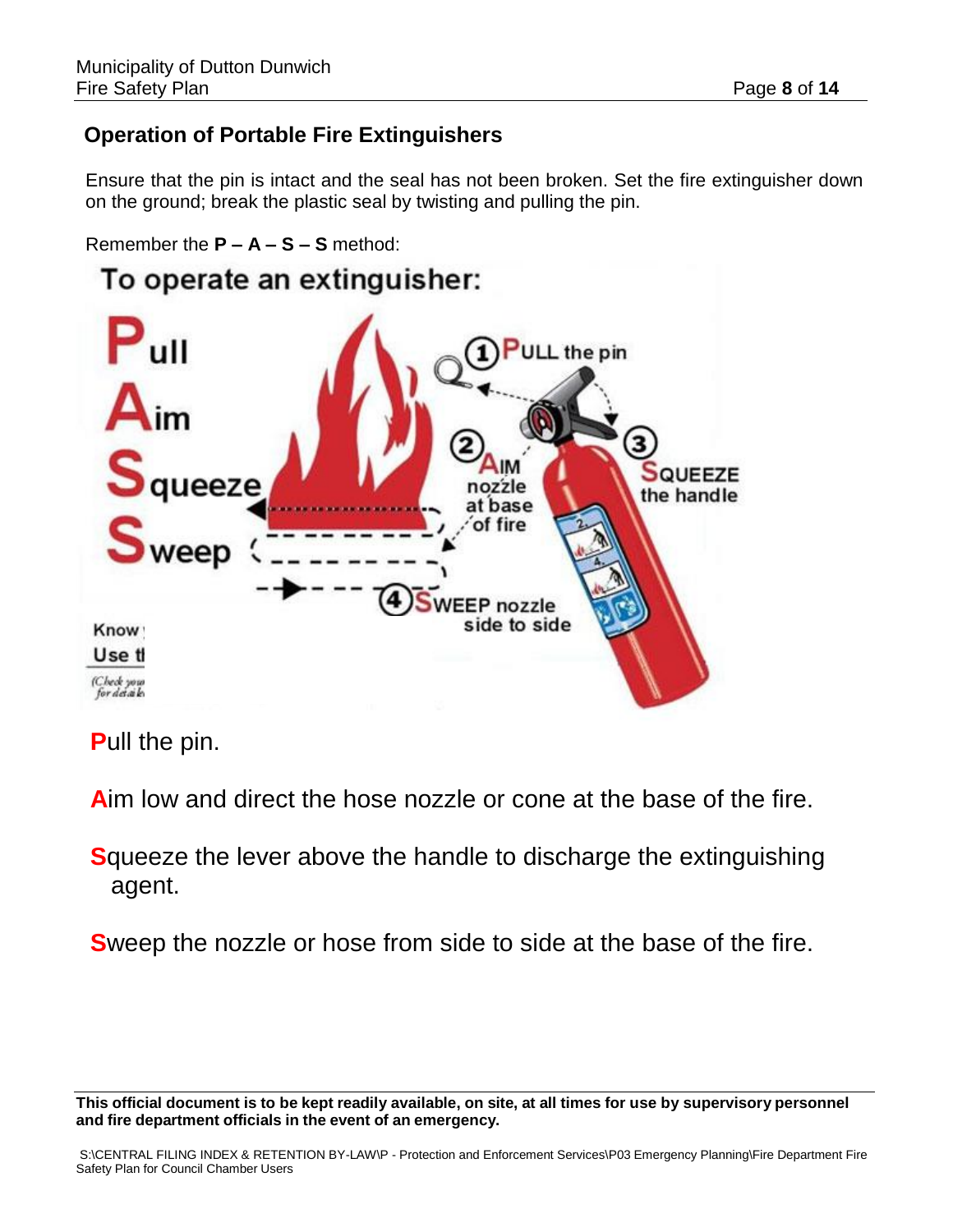## Operation of Portable Fire Extinguishers

Ensure that the pin is intact and the seal has not been broken. Set the fire extinguisher down on the ground; break the plastic seal by twisting and pulling the pin.

Remember the **P – A – S – S** method:

To operate an extinguisher:

**P**ull the pin.

**A**im low and direct the hose nozzle or cone at the base of the fire.

**S**queeze the lever above the handle to discharge the extinguishing agent.

**S**weep the nozzle or hose from side to side at the base of the fire.

**This official document is to be kept readily available, on site, at all times for use by supervisory personnel and fire department officials in the event of an emergency.**

S:\CENTRAL FILING INDEX & RETENTION BY-LAW\P - Protection and Enforcement Services\P03 Emergency Planning\Fire Department Fire Safety Plan for Council Chamber Users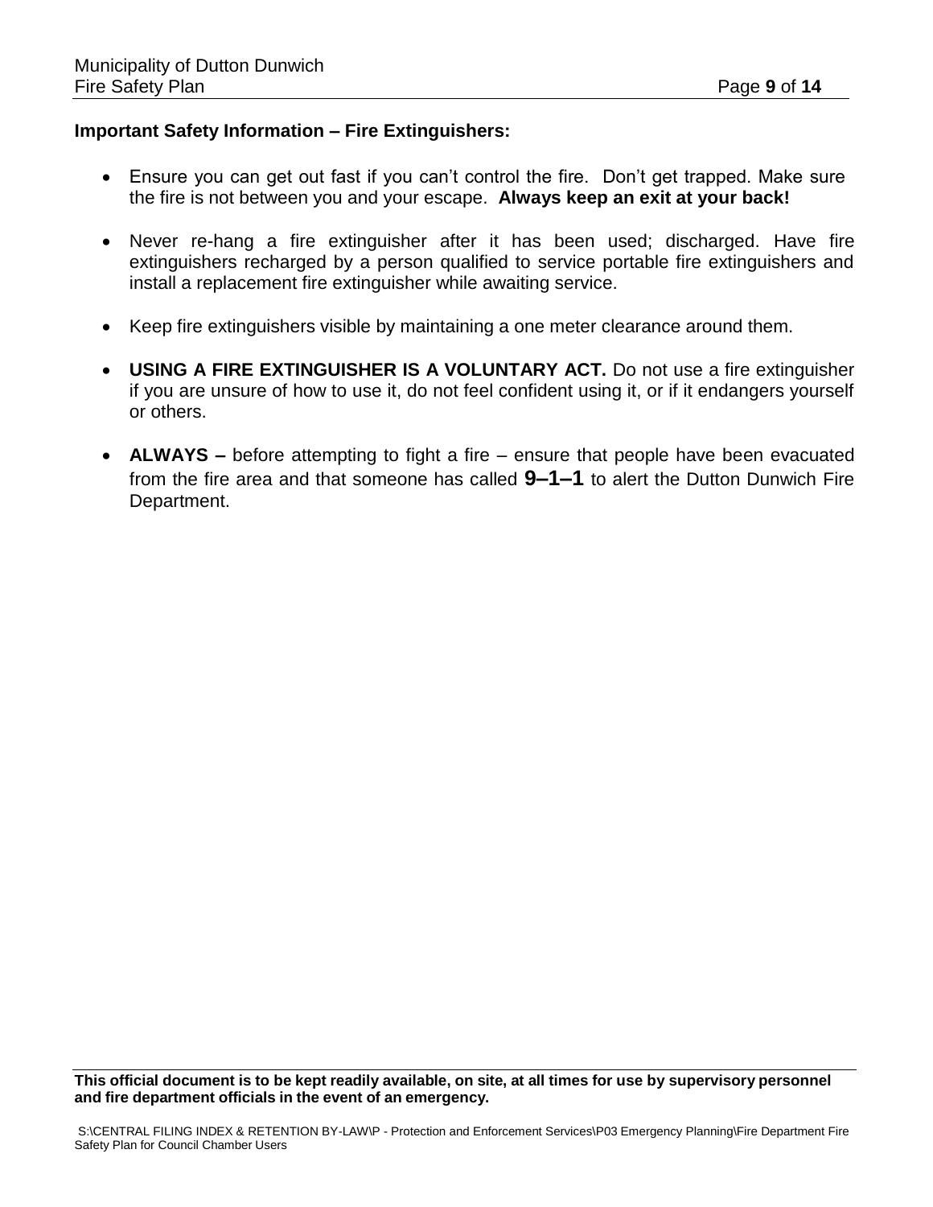**Important Safety Information – Fire Extinguishers:**

- Ensure you can get out fast if you can't control the fire. Don't get trapped. Make sure the fire is not between you and your escape. **Always keep an exit at your back!**

- Never re-hang a fire extinguisher after it has been used; discharged. Have fire extinguishers recharged by a person qualified to service portable fire extinguishers and install a replacement fire extinguisher while awaiting service.

- Keep fire extinguishers visible by maintaining a one meter clearance around them.

- **USING A FIRE EXTINGUISHER IS A VOLUNTARY ACT.** Do not use a fire extinguisher if you are unsure of how to use it, do not feel confident using it, or if it endangers yourself or others.

- **ALWAYS –** before attempting to fight a fire – ensure that people have been evacuated from the fire area and that someone has called **9–1–1** to alert the Dutton Dunwich Fire Department.

**This official document is to be kept readily available, on site, at all times for use by supervisory personnel and fire department officials in the event of an emergency.**

S:\CENTRAL FILING INDEX & RETENTION BY-LAW\P - Protection and Enforcement Services\P03 Emergency Planning\Fire Department Fire Safety Plan for Council Chamber Users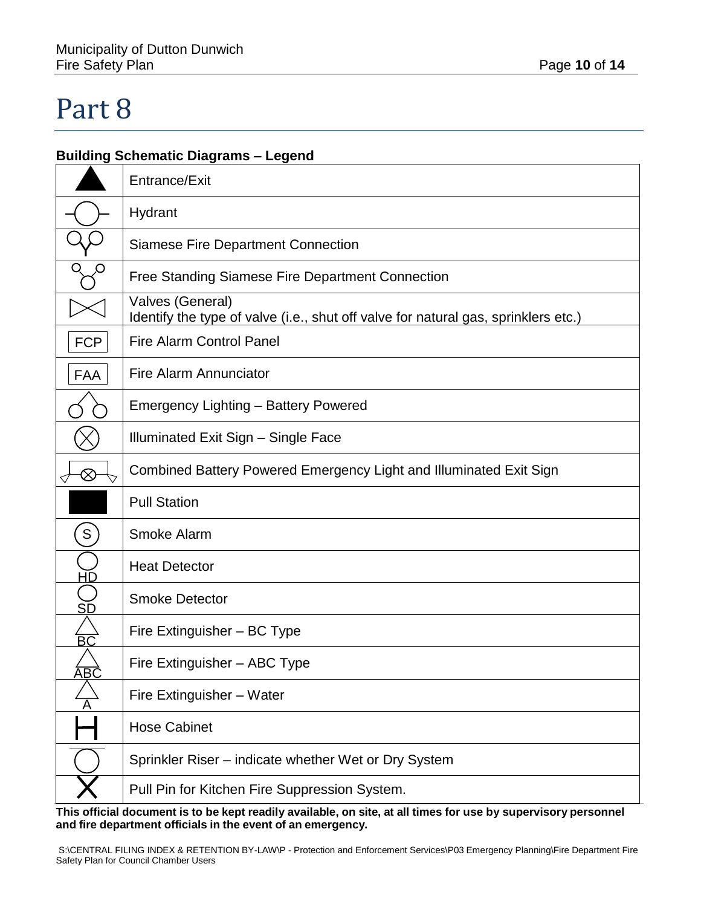# Part 8

**Building Schematic Diagrams – Legend**

| Symbol | Description |
|---|---|
| ▲ | Entrance/Exit |
| | Hydrant |
| | Siamese Fire Department Connection |
| | Free Standing Siamese Fire Department Connection |
| | Valves (General)<br>Identify the type of valve (i.e., shut off valve for natural gas, sprinklers etc.) |
| FCP | Fire Alarm Control Panel |
| FAA | Fire Alarm Annunciator |
| | Emergency Lighting – Battery Powered |
| ⊗ | Illuminated Exit Sign – Single Face |
| | Combined Battery Powered Emergency Light and Illuminated Exit Sign |
| ■ | Pull Station |
| S | Smoke Alarm |
| HD | Heat Detector |
| SD | Smoke Detector |
| BC | Fire Extinguisher – BC Type |
| ABC | Fire Extinguisher – ABC Type |
| A | Fire Extinguisher – Water |
| H | Hose Cabinet |
| | Sprinkler Riser – indicate whether Wet or Dry System |
| X | Pull Pin for Kitchen Fire Suppression System. |

**This official document is to be kept readily available, on site, at all times for use by supervisory personnel and fire department officials in the event of an emergency.**

S:\CENTRAL FILING INDEX & RETENTION BY-LAW\P - Protection and Enforcement Services\P03 Emergency Planning\Fire Department Fire Safety Plan for Council Chamber Users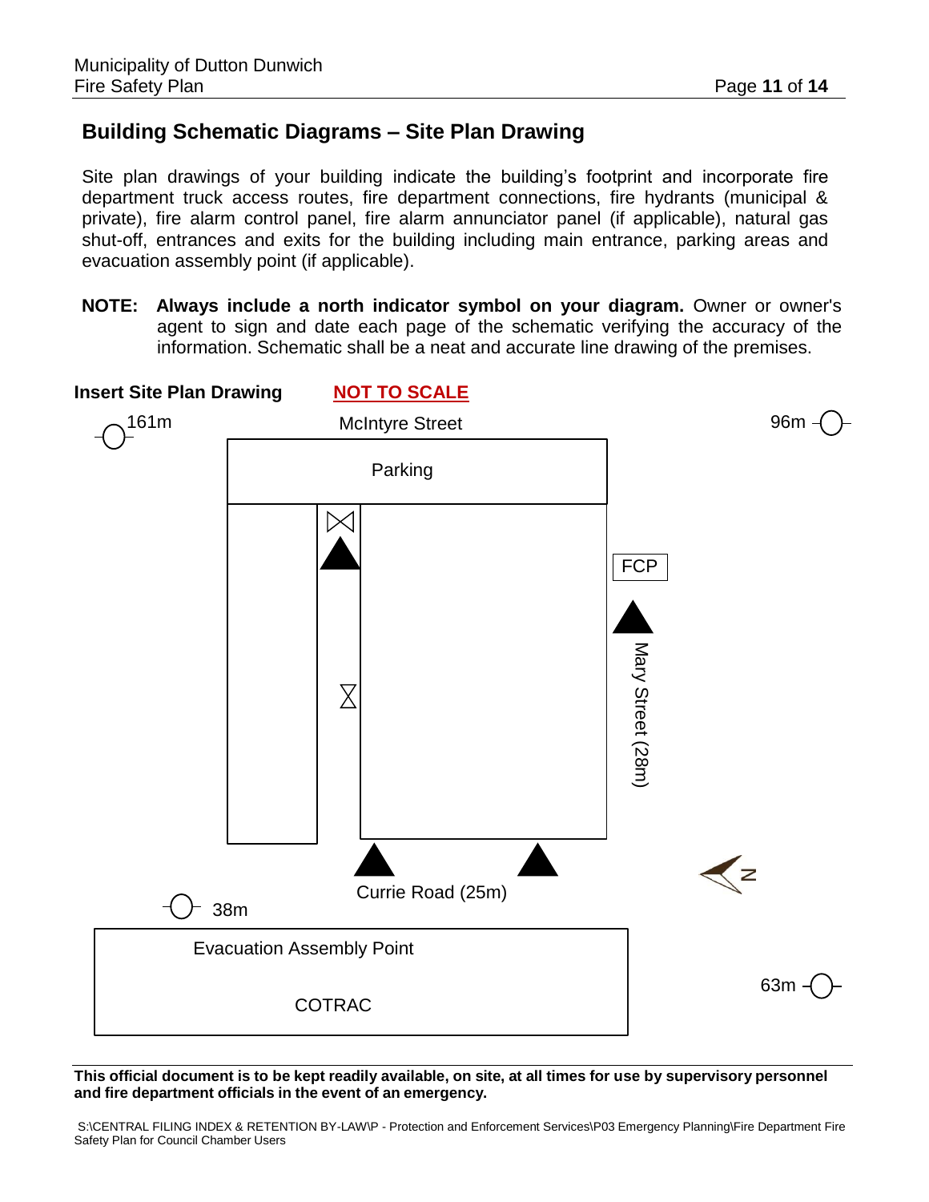## Building Schematic Diagrams – Site Plan Drawing

Site plan drawings of your building indicate the building's footprint and incorporate fire department truck access routes, fire department connections, fire hydrants (municipal & private), fire alarm control panel, fire alarm annunciator panel (if applicable), natural gas shut-off, entrances and exits for the building including main entrance, parking areas and evacuation assembly point (if applicable).

**NOTE: Always include a north indicator symbol on your diagram.** Owner or owner's agent to sign and date each page of the schematic verifying the accuracy of the information. Schematic shall be a neat and accurate line drawing of the premises.

**Insert Site Plan Drawing** **NOT TO SCALE**

161m

McIntyre Street

96m

Parking

FCP

Mary Street (28m)

N

38m

Currie Road (25m)

Evacuation Assembly Point

COTRAC

63m

**This official document is to be kept readily available, on site, at all times for use by supervisory personnel and fire department officials in the event of an emergency.**

S:\CENTRAL FILING INDEX & RETENTION BY-LAW\P - Protection and Enforcement Services\P03 Emergency Planning\Fire Department Fire Safety Plan for Council Chamber Users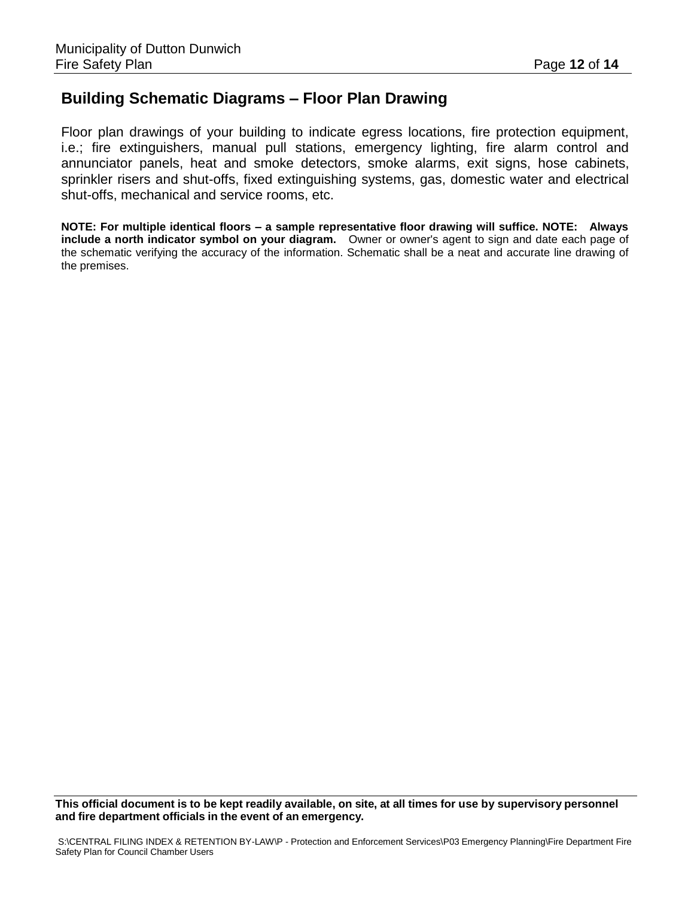## Building Schematic Diagrams – Floor Plan Drawing

Floor plan drawings of your building to indicate egress locations, fire protection equipment, i.e.; fire extinguishers, manual pull stations, emergency lighting, fire alarm control and annunciator panels, heat and smoke detectors, smoke alarms, exit signs, hose cabinets, sprinkler risers and shut-offs, fixed extinguishing systems, gas, domestic water and electrical shut-offs, mechanical and service rooms, etc.

**NOTE: For multiple identical floors – a sample representative floor drawing will suffice. NOTE: Always include a north indicator symbol on your diagram.** Owner or owner's agent to sign and date each page of the schematic verifying the accuracy of the information. Schematic shall be a neat and accurate line drawing of the premises.

**This official document is to be kept readily available, on site, at all times for use by supervisory personnel and fire department officials in the event of an emergency.**

S:\CENTRAL FILING INDEX & RETENTION BY-LAW\P - Protection and Enforcement Services\P03 Emergency Planning\Fire Department Fire Safety Plan for Council Chamber Users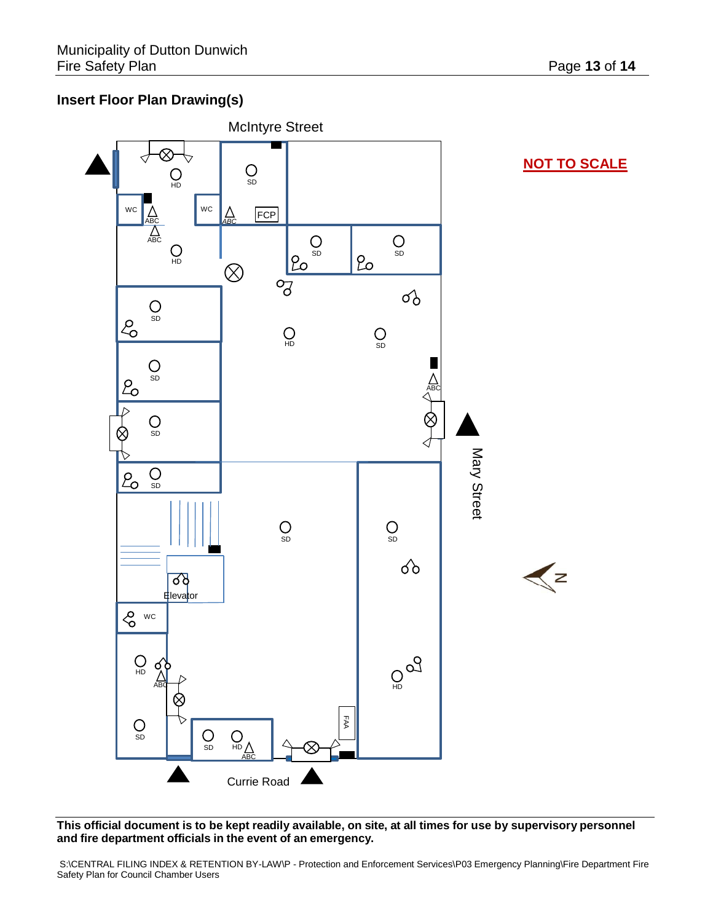**Insert Floor Plan Drawing(s)**

McIntyre Street

**NOT TO SCALE**

Mary Street

Currie Road

N

WC WC WC

SD HD ABC FCP FAA Elevator

**This official document is to be kept readily available, on site, at all times for use by supervisory personnel and fire department officials in the event of an emergency.**

S:\CENTRAL FILING INDEX & RETENTION BY-LAW\P - Protection and Enforcement Services\P03 Emergency Planning\Fire Department Fire Safety Plan for Council Chamber Users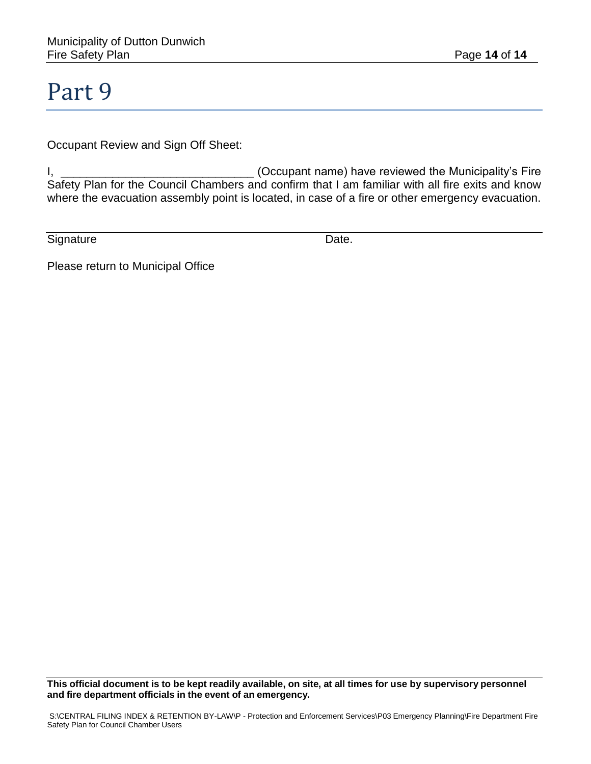# Part 9

Occupant Review and Sign Off Sheet:

I, _____________________________ (Occupant name) have reviewed the Municipality's Fire Safety Plan for the Council Chambers and confirm that I am familiar with all fire exits and know where the evacuation assembly point is located, in case of a fire or other emergency evacuation.

Signature                                                    Date.

Please return to Municipal Office

**This official document is to be kept readily available, on site, at all times for use by supervisory personnel and fire department officials in the event of an emergency.**

S:\CENTRAL FILING INDEX & RETENTION BY-LAW\P - Protection and Enforcement Services\P03 Emergency Planning\Fire Department Fire Safety Plan for Council Chamber Users